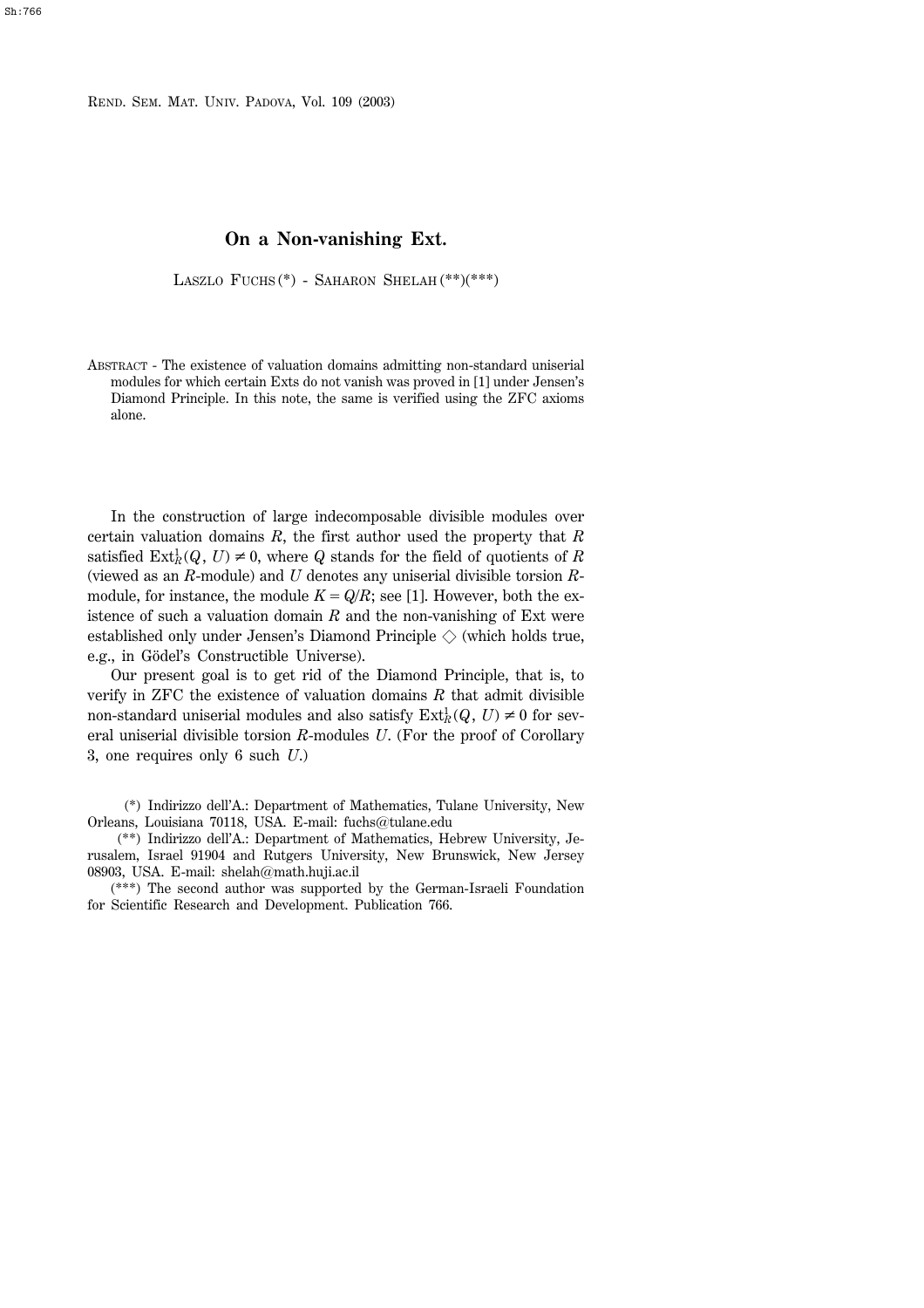# On a Non-vanishing Ext.

Laszlo Fuchs (*) - Saharon Shelah (**)(***)

Abstract - The existence of valuation domains admitting non-standard uniserial modules for which certain Exts do not vanish was proved in [1] under Jensen's Diamond Principle. In this note, the same is verified using the ZFC axioms alone.

In the construction of large indecomposable divisible modules over certain valuation domains $R$, the first author used the property that $R$ satisfied $\mathrm{Ext}^1_R(Q, U) \neq 0$, where $Q$ stands for the field of quotients of $R$ (viewed as an $R$-module) and $U$ denotes any uniserial divisible torsion $R$-module, for instance, the module $K = Q/R$; see [1]. However, both the existence of such a valuation domain $R$ and the non-vanishing of Ext were established only under Jensen's Diamond Principle $\diamondsuit$ (which holds true, e.g., in Gödel's Constructible Universe).

Our present goal is to get rid of the Diamond Principle, that is, to verify in ZFC the existence of valuation domains $R$ that admit divisible non-standard uniserial modules and also satisfy $\mathrm{Ext}^1_R(Q, U) \neq 0$ for several uniserial divisible torsion $R$-modules $U$. (For the proof of Corollary 3, one requires only 6 such $U$.)

(*) Indirizzo dell'A.: Department of Mathematics, Tulane University, New Orleans, Louisiana 70118, USA. E-mail: fuchs@tulane.edu

(**) Indirizzo dell'A.: Department of Mathematics, Hebrew University, Jerusalem, Israel 91904 and Rutgers University, New Brunswick, New Jersey 08903, USA. E-mail: shelah@math.huji.ac.il

(***) The second author was supported by the German-Israeli Foundation for Scientific Research and Development. Publication 766.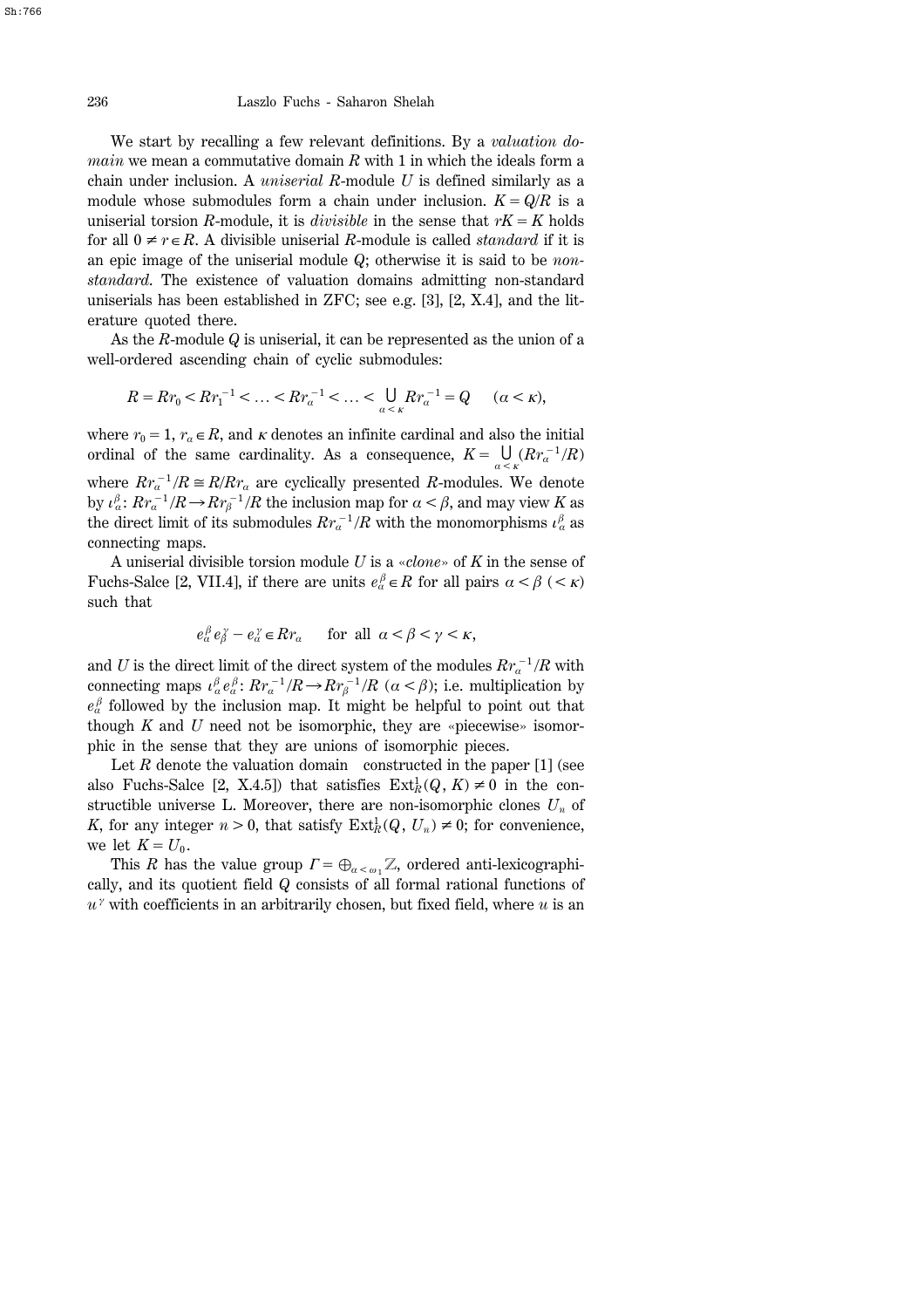We start by recalling a few relevant definitions. By a *valuation domain* we mean a commutative domain $R$ with 1 in which the ideals form a chain under inclusion. A *uniserial* $R$-module $U$ is defined similarly as a module whose submodules form a chain under inclusion. $K = Q/R$ is a uniserial torsion $R$-module, it is *divisible* in the sense that $rK = K$ holds for all $0 \neq r \in R$. A divisible uniserial $R$-module is called *standard* if it is an epic image of the uniserial module $Q$; otherwise it is said to be *non-standard*. The existence of valuation domains admitting non-standard uniserials has been established in ZFC; see e.g. [3], [2, X.4], and the literature quoted there.

As the $R$-module $Q$ is uniserial, it can be represented as the union of a well-ordered ascending chain of cyclic submodules:

$$R = Rr_0 < Rr_1^{-1} < \ldots < Rr_\alpha^{-1} < \ldots < \bigcup_{\alpha < \kappa} Rr_\alpha^{-1} = Q \qquad (\alpha < \kappa),$$

where $r_0 = 1$, $r_\alpha \in R$, and $\kappa$ denotes an infinite cardinal and also the initial ordinal of the same cardinality. As a consequence, $K = \bigcup_{\alpha<\kappa} (Rr_\alpha^{-1}/R)$ where $Rr_\alpha^{-1}/R \cong R/Rr_\alpha$ are cyclically presented $R$-modules. We denote by $\iota_\alpha^\beta \colon Rr_\alpha^{-1}/R \to Rr_\beta^{-1}/R$ the inclusion map for $\alpha < \beta$, and may view $K$ as the direct limit of its submodules $Rr_\alpha^{-1}/R$ with the monomorphisms $\iota_\alpha^\beta$ as connecting maps.

A uniserial divisible torsion module $U$ is a «*clone*» of $K$ in the sense of Fuchs-Salce [2, VII.4], if there are units $e_\alpha^\beta \in R$ for all pairs $\alpha < \beta$ $(< \kappa)$ such that

$$e_\alpha^\beta e_\beta^\gamma - e_\alpha^\gamma \in Rr_\alpha \qquad \text{for all } \alpha < \beta < \gamma < \kappa,$$

and $U$ is the direct limit of the direct system of the modules $Rr_\alpha^{-1}/R$ with connecting maps $\iota_\alpha^\beta e_\alpha^\beta \colon Rr_\alpha^{-1}/R \to Rr_\beta^{-1}/R$ $(\alpha < \beta)$; i.e. multiplication by $e_\alpha^\beta$ followed by the inclusion map. It might be helpful to point out that though $K$ and $U$ need not be isomorphic, they are «piecewise» isomorphic in the sense that they are unions of isomorphic pieces.

Let $R$ denote the valuation domain constructed in the paper [1] (see also Fuchs-Salce [2, X.4.5]) that satisfies $\mathrm{Ext}_R^1(Q, K) \neq 0$ in the constructible universe L. Moreover, there are non-isomorphic clones $U_n$ of $K$, for any integer $n > 0$, that satisfy $\mathrm{Ext}_R^1(Q, U_n) \neq 0$; for convenience, we let $K = U_0$.

This $R$ has the value group $\Gamma = \oplus_{\alpha < \omega_1} \mathbb{Z}$, ordered anti-lexicographically, and its quotient field $Q$ consists of all formal rational functions of $u^\gamma$ with coefficients in an arbitrarily chosen, but fixed field, where $u$ is an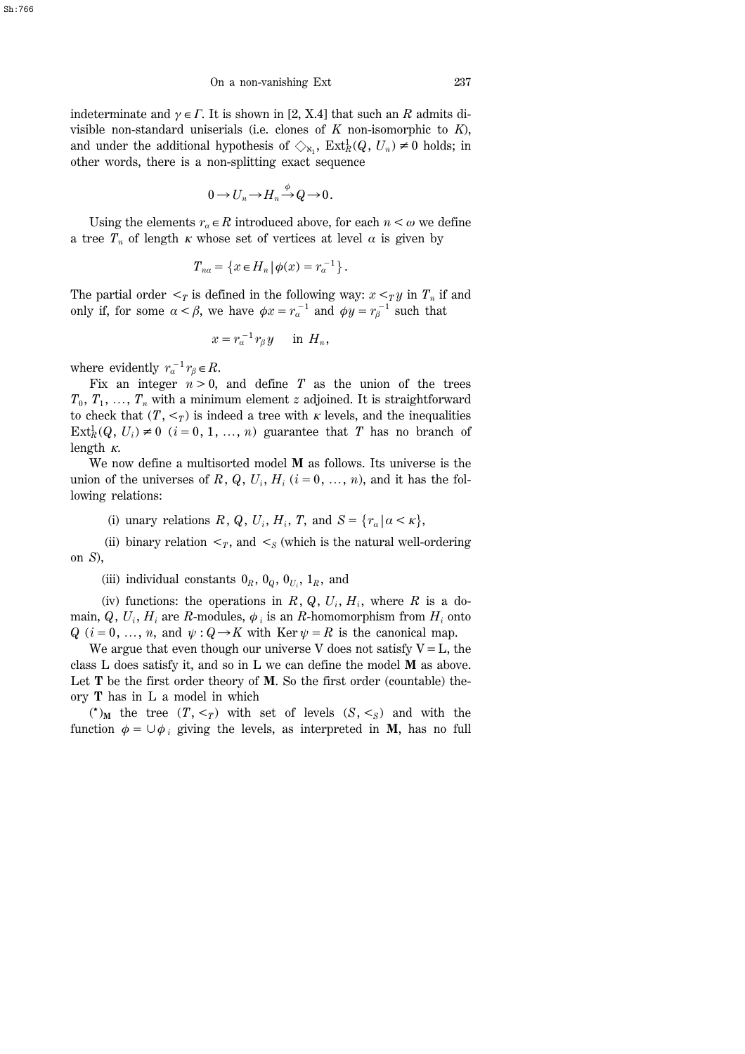indeterminate and $\gamma \in \Gamma$. It is shown in [2, X.4] that such an $R$ admits divisible non-standard uniserials (i.e. clones of $K$ non-isomorphic to $K$), and under the additional hypothesis of $\diamondsuit_{\aleph_1}$, $\mathrm{Ext}^1_R(Q, U_n) \neq 0$ holds; in other words, there is a non-splitting exact sequence

$$0 \to U_n \to H_n \xrightarrow{\phi} Q \to 0.$$

Using the elements $r_\alpha \in R$ introduced above, for each $n < \omega$ we define a tree $T_n$ of length $\kappa$ whose set of vertices at level $\alpha$ is given by

$$T_{n\alpha} = \{x \in H_n \mid \phi(x) = r_\alpha^{-1}\}.$$

The partial order $<_T$ is defined in the following way: $x <_T y$ in $T_n$ if and only if, for some $\alpha < \beta$, we have $\phi x = r_\alpha^{-1}$ and $\phi y = r_\beta^{-1}$ such that

$$x = r_\alpha^{-1} r_\beta y \quad \text{ in } H_n,$$

where evidently $r_\alpha^{-1} r_\beta \in R$.

Fix an integer $n > 0$, and define $T$ as the union of the trees $T_0, T_1, \ldots, T_n$ with a minimum element $z$ adjoined. It is straightforward to check that $(T, <_T)$ is indeed a tree with $\kappa$ levels, and the inequalities $\mathrm{Ext}^1_R(Q, U_i) \neq 0$ $(i = 0, 1, \ldots, n)$ guarantee that $T$ has no branch of length $\kappa$.

We now define a multisorted model $\mathbf{M}$ as follows. Its universe is the union of the universes of $R$, $Q$, $U_i$, $H_i$ $(i = 0, \ldots, n)$, and it has the following relations:

(i) unary relations $R$, $Q$, $U_i$, $H_i$, $T$, and $S = \{r_\alpha \mid \alpha < \kappa\}$,

(ii) binary relation $<_T$, and $<_S$ (which is the natural well-ordering on $S$),

(iii) individual constants $0_R$, $0_Q$, $0_{U_i}$, $1_R$, and

(iv) functions: the operations in $R$, $Q$, $U_i$, $H_i$, where $R$ is a domain, $Q$, $U_i$, $H_i$ are $R$-modules, $\phi_i$ is an $R$-homomorphism from $H_i$ onto $Q$ $(i = 0, \ldots, n$, and $\psi : Q \to K$ with $\mathrm{Ker}\, \psi = R$ is the canonical map.

We argue that even though our universe V does not satisfy V = L, the class L does satisfy it, and so in L we can define the model $\mathbf{M}$ as above. Let $\mathbf{T}$ be the first order theory of $\mathbf{M}$. So the first order (countable) theory $\mathbf{T}$ has in L a model in which

$(^\star)_{\mathbf{M}}$ the tree $(T, <_T)$ with set of levels $(S, <_S)$ and with the function $\phi = \cup \phi_i$ giving the levels, as interpreted in $\mathbf{M}$, has no full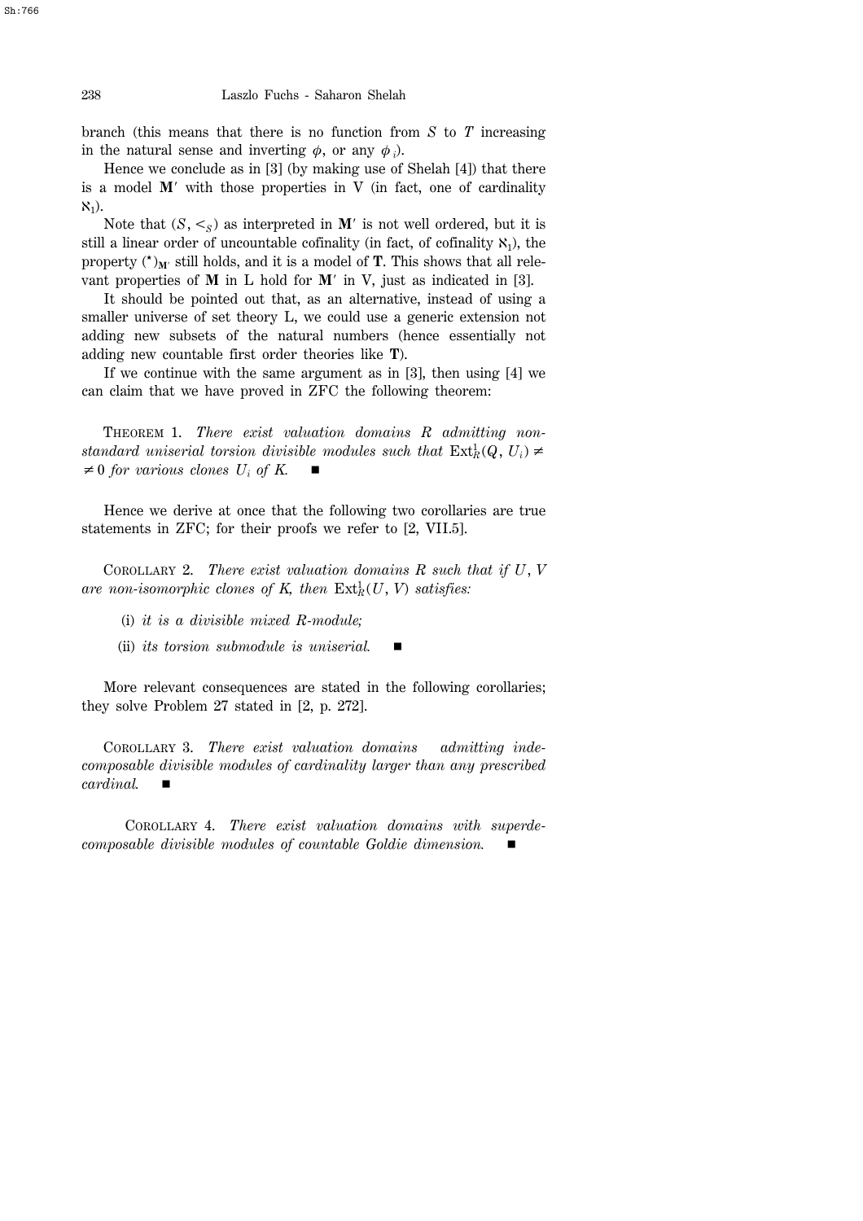branch (this means that there is no function from $S$ to $T$ increasing in the natural sense and inverting $\phi$, or any $\phi_i$).

Hence we conclude as in [3] (by making use of Shelah [4]) that there is a model $\mathbf{M}'$ with those properties in V (in fact, one of cardinality $\aleph_1$).

Note that $(S, <_S)$ as interpreted in $\mathbf{M}'$ is not well ordered, but it is still a linear order of uncountable cofinality (in fact, of cofinality $\aleph_1$), the property $(^*)_{\mathbf{M}'}$ still holds, and it is a model of $\mathbf{T}$. This shows that all relevant properties of $\mathbf{M}$ in L hold for $\mathbf{M}'$ in V, just as indicated in [3].

It should be pointed out that, as an alternative, instead of using a smaller universe of set theory L, we could use a generic extension not adding new subsets of the natural numbers (hence essentially not adding new countable first order theories like $\mathbf{T}$).

If we continue with the same argument as in [3], then using [4] we can claim that we have proved in ZFC the following theorem:

THEOREM 1. *There exist valuation domains $R$ admitting non-standard uniserial torsion divisible modules such that* $\mathrm{Ext}_R^1(Q, U_i) \neq 0$ *for various clones $U_i$ of $K$.* ∎

Hence we derive at once that the following two corollaries are true statements in ZFC; for their proofs we refer to [2, VII.5].

COROLLARY 2. *There exist valuation domains $R$ such that if $U$, $V$ are non-isomorphic clones of $K$, then* $\mathrm{Ext}_R^1(U, V)$ *satisfies:*

(i) *it is a divisible mixed $R$-module;*

(ii) *its torsion submodule is uniserial.* ∎

More relevant consequences are stated in the following corollaries; they solve Problem 27 stated in [2, p. 272].

COROLLARY 3. *There exist valuation domains admitting indecomposable divisible modules of cardinality larger than any prescribed cardinal.* ∎

COROLLARY 4. *There exist valuation domains with superdecomposable divisible modules of countable Goldie dimension.* ∎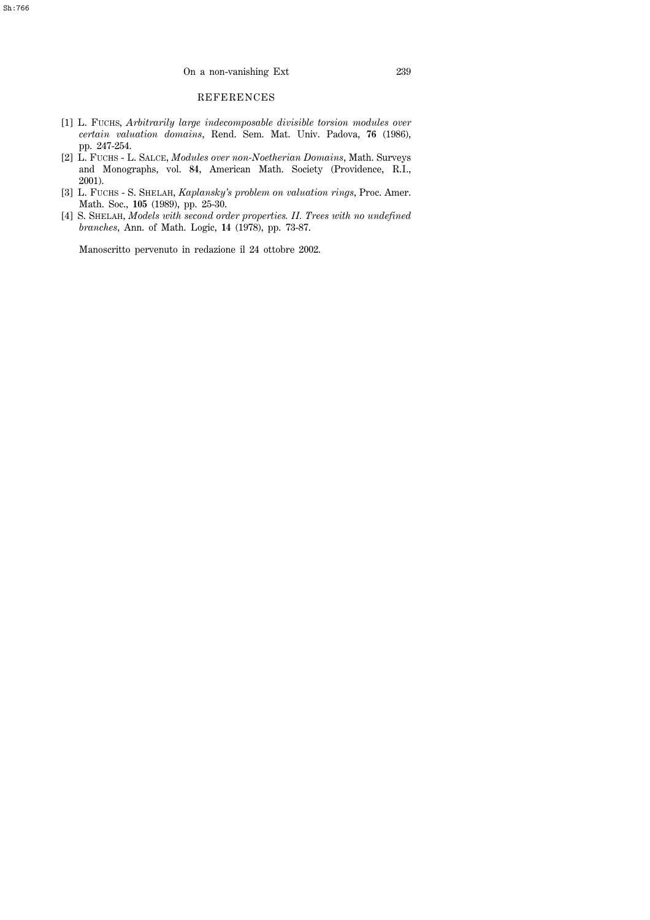## REFERENCES

[1] L. Fuchs, *Arbitrarily large indecomposable divisible torsion modules over certain valuation domains*, Rend. Sem. Mat. Univ. Padova, **76** (1986), pp. 247-254.

[2] L. Fuchs - L. Salce, *Modules over non-Noetherian Domains*, Math. Surveys and Monographs, vol. **84**, American Math. Society (Providence, R.I., 2001).

[3] L. Fuchs - S. Shelah, *Kaplansky's problem on valuation rings*, Proc. Amer. Math. Soc., **105** (1989), pp. 25-30.

[4] S. Shelah, *Models with second order properties. II. Trees with no undefined branches*, Ann. of Math. Logic, **14** (1978), pp. 73-87.

Manoscritto pervenuto in redazione il 24 ottobre 2002.